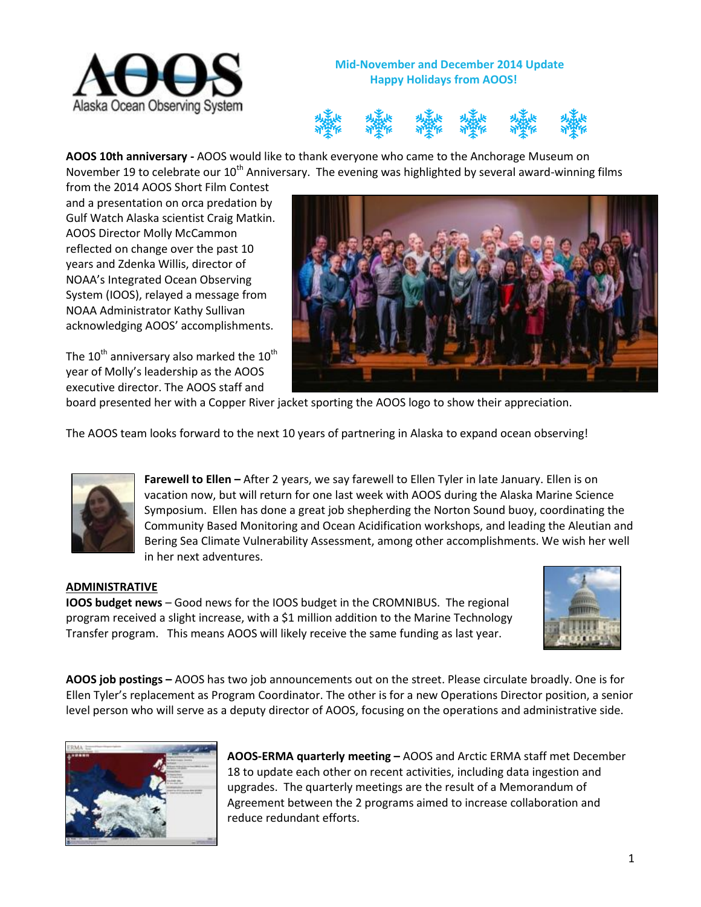**Mid-November and December 2014 Update**
**Happy Holidays from AOOS!**

**AOOS 10th anniversary -** AOOS would like to thank everyone who came to the Anchorage Museum on November 19 to celebrate our 10th Anniversary. The evening was highlighted by several award-winning films from the 2014 AOOS Short Film Contest and a presentation on orca predation by Gulf Watch Alaska scientist Craig Matkin. AOOS Director Molly McCammon reflected on change over the past 10 years and Zdenka Willis, director of NOAA's Integrated Ocean Observing System (IOOS), relayed a message from NOAA Administrator Kathy Sullivan acknowledging AOOS' accomplishments.

The 10th anniversary also marked the 10th year of Molly's leadership as the AOOS executive director. The AOOS staff and board presented her with a Copper River jacket sporting the AOOS logo to show their appreciation.

The AOOS team looks forward to the next 10 years of partnering in Alaska to expand ocean observing!

**Farewell to Ellen –** After 2 years, we say farewell to Ellen Tyler in late January. Ellen is on vacation now, but will return for one last week with AOOS during the Alaska Marine Science Symposium. Ellen has done a great job shepherding the Norton Sound buoy, coordinating the Community Based Monitoring and Ocean Acidification workshops, and leading the Aleutian and Bering Sea Climate Vulnerability Assessment, among other accomplishments. We wish her well in her next adventures.

## ADMINISTRATIVE

**IOOS budget news** – Good news for the IOOS budget in the CROMNIBUS. The regional program received a slight increase, with a $1 million addition to the Marine Technology Transfer program. This means AOOS will likely receive the same funding as last year.

**AOOS job postings –** AOOS has two job announcements out on the street. Please circulate broadly. One is for Ellen Tyler's replacement as Program Coordinator. The other is for a new Operations Director position, a senior level person who will serve as a deputy director of AOOS, focusing on the operations and administrative side.

**AOOS-ERMA quarterly meeting –** AOOS and Arctic ERMA staff met December 18 to update each other on recent activities, including data ingestion and upgrades. The quarterly meetings are the result of a Memorandum of Agreement between the 2 programs aimed to increase collaboration and reduce redundant efforts.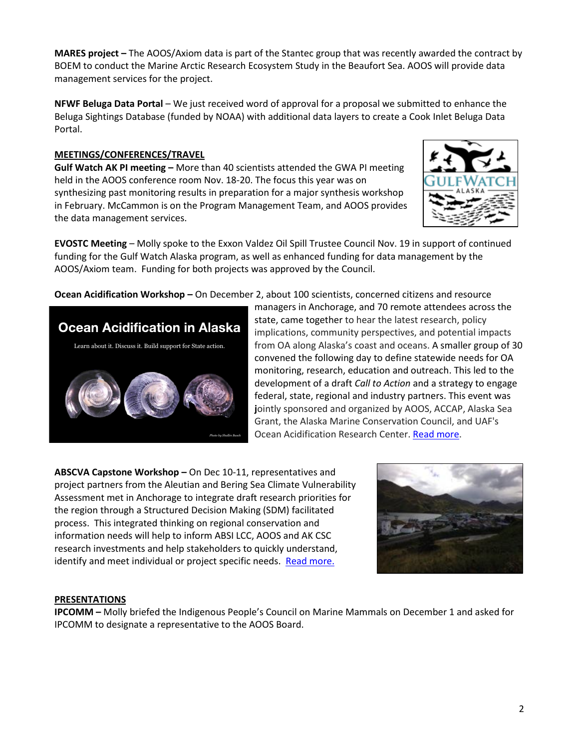**MARES project –** The AOOS/Axiom data is part of the Stantec group that was recently awarded the contract by BOEM to conduct the Marine Arctic Research Ecosystem Study in the Beaufort Sea. AOOS will provide data management services for the project.

**NFWF Beluga Data Portal** – We just received word of approval for a proposal we submitted to enhance the Beluga Sightings Database (funded by NOAA) with additional data layers to create a Cook Inlet Beluga Data Portal.

**MEETINGS/CONFERENCES/TRAVEL**

**Gulf Watch AK PI meeting –** More than 40 scientists attended the GWA PI meeting held in the AOOS conference room Nov. 18-20. The focus this year was on synthesizing past monitoring results in preparation for a major synthesis workshop in February. McCammon is on the Program Management Team, and AOOS provides the data management services.

**EVOSTC Meeting** – Molly spoke to the Exxon Valdez Oil Spill Trustee Council Nov. 19 in support of continued funding for the Gulf Watch Alaska program, as well as enhanced funding for data management by the AOOS/Axiom team. Funding for both projects was approved by the Council.

**Ocean Acidification Workshop –** On December 2, about 100 scientists, concerned citizens and resource managers in Anchorage, and 70 remote attendees across the state, came together to hear the latest research, policy implications, community perspectives, and potential impacts from OA along Alaska's coast and oceans. A smaller group of 30 convened the following day to define statewide needs for OA monitoring, research, education and outreach. This led to the development of a draft *Call to Action* and a strategy to engage federal, state, regional and industry partners. This event was jointly sponsored and organized by AOOS, ACCAP, Alaska Sea Grant, the Alaska Marine Conservation Council, and UAF's Ocean Acidification Research Center. Read more.

**ABSCVA Capstone Workshop –** On Dec 10-11, representatives and project partners from the Aleutian and Bering Sea Climate Vulnerability Assessment met in Anchorage to integrate draft research priorities for the region through a Structured Decision Making (SDM) facilitated process. This integrated thinking on regional conservation and information needs will help to inform ABSI LCC, AOOS and AK CSC research investments and help stakeholders to quickly understand, identify and meet individual or project specific needs. Read more.

**PRESENTATIONS**

**IPCOMM –** Molly briefed the Indigenous People's Council on Marine Mammals on December 1 and asked for IPCOMM to designate a representative to the AOOS Board.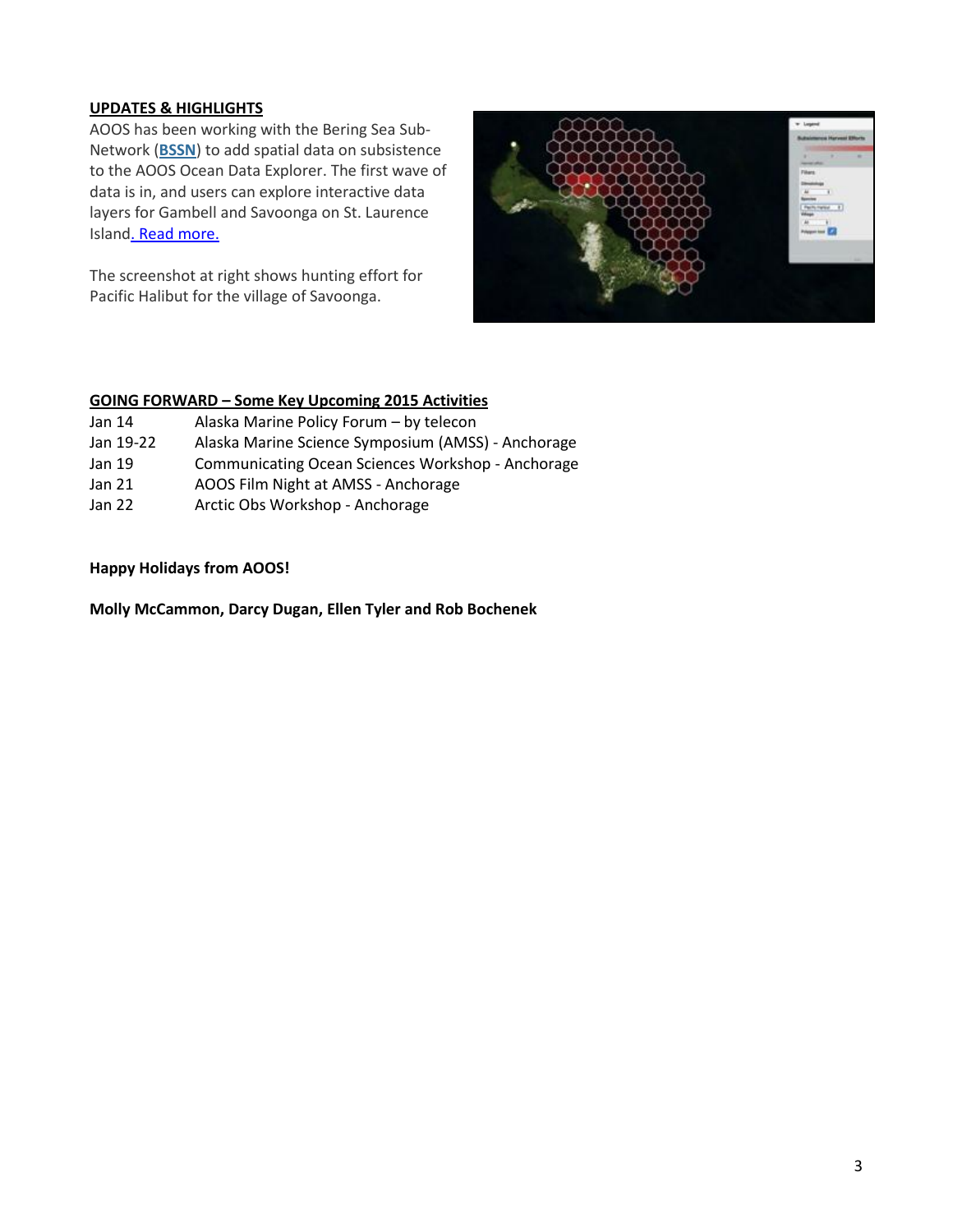## UPDATES & HIGHLIGHTS

AOOS has been working with the Bering Sea Sub-Network (**BSSN**) to add spatial data on subsistence to the AOOS Ocean Data Explorer. The first wave of data is in, and users can explore interactive data layers for Gambell and Savoonga on St. Laurence Island. Read more.

The screenshot at right shows hunting effort for Pacific Halibut for the village of Savoonga.

## GOING FORWARD – Some Key Upcoming 2015 Activities

| | |
|---|---|
| Jan 14 | Alaska Marine Policy Forum – by telecon |
| Jan 19-22 | Alaska Marine Science Symposium (AMSS) - Anchorage |
| Jan 19 | Communicating Ocean Sciences Workshop - Anchorage |
| Jan 21 | AOOS Film Night at AMSS - Anchorage |
| Jan 22 | Arctic Obs Workshop - Anchorage |

**Happy Holidays from AOOS!**

**Molly McCammon, Darcy Dugan, Ellen Tyler and Rob Bochenek**